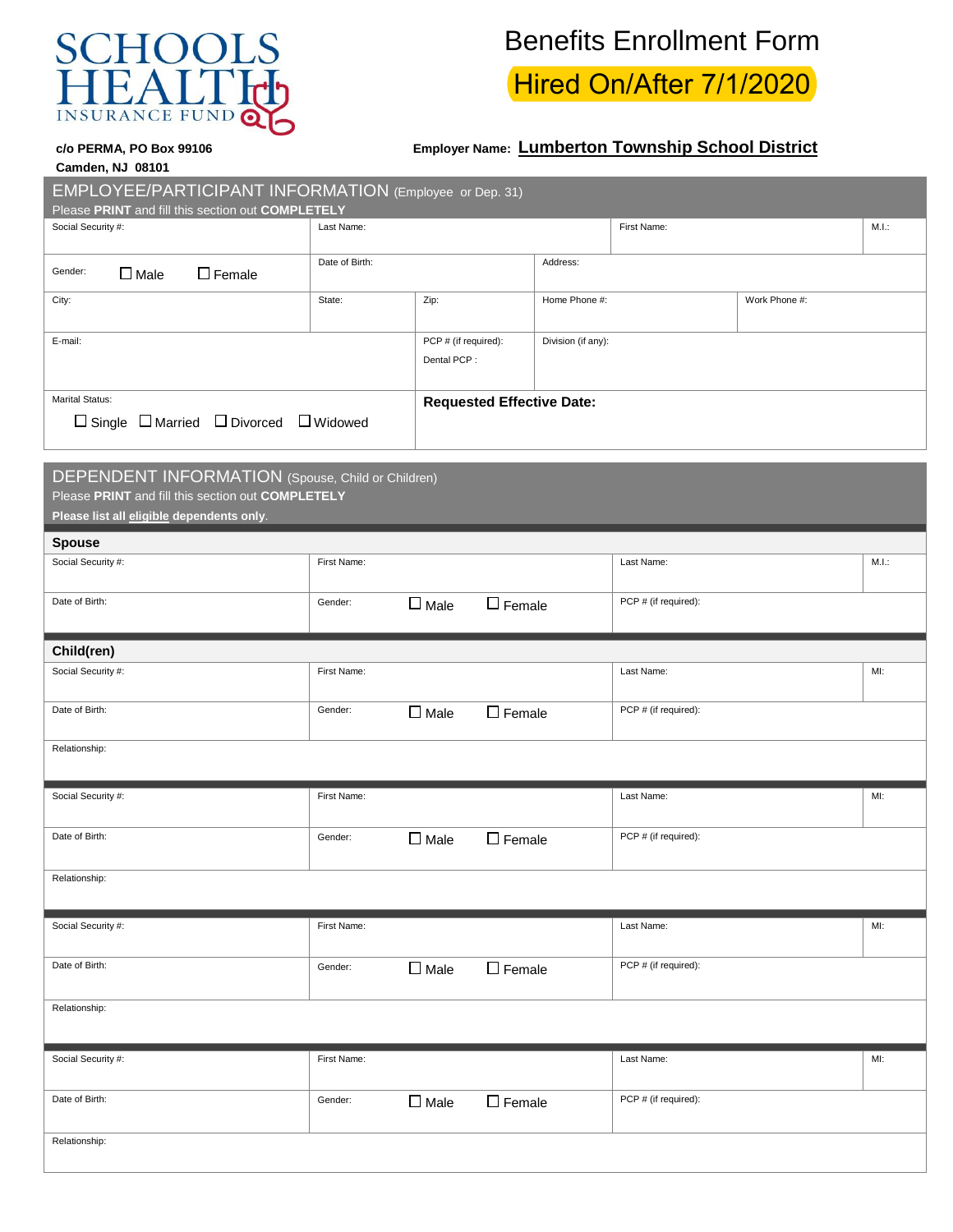SCHOOLS HEALTH INSURANCE FUND

# Benefits Enrollment Form

## Hired On/After 7/1/2020

c/o PERMA, PO Box 99106
Camden, NJ 08101

**Employer Name:** **Lumberton Township School District**

## EMPLOYEE/PARTICIPANT INFORMATION (Employee or Dep. 31)

Please **PRINT** and fill this section out **COMPLETELY**

| Social Security #: | Last Name: | | | First Name: | M.I.: |
|---|---|---|---|---|---|
| Gender: ☐ Male ☐ Female | Date of Birth: | | Address: | | |
| City: | State: | Zip: | Home Phone #: | Work Phone #: | |
| E-mail: | | PCP # (if required): Dental PCP : | Division (if any): | | |
| Marital Status: ☐ Single ☐ Married ☐ Divorced ☐ Widowed | | **Requested Effective Date:** | | | |

## DEPENDENT INFORMATION (Spouse, Child or Children)

Please **PRINT** and fill this section out **COMPLETELY**

**Please list all eligible dependents only**.

### Spouse

| Social Security #: | First Name: | Last Name: | M.I.: |
|---|---|---|---|
| Date of Birth: | Gender: ☐ Male ☐ Female | PCP # (if required): | |

### Child(ren)

| Social Security #: | First Name: | Last Name: | MI: |
|---|---|---|---|
| Date of Birth: | Gender: ☐ Male ☐ Female | PCP # (if required): | |
| Relationship: | | | |

| Social Security #: | First Name: | Last Name: | MI: |
|---|---|---|---|
| Date of Birth: | Gender: ☐ Male ☐ Female | PCP # (if required): | |
| Relationship: | | | |

| Social Security #: | First Name: | Last Name: | MI: |
|---|---|---|---|
| Date of Birth: | Gender: ☐ Male ☐ Female | PCP # (if required): | |
| Relationship: | | | |

| Social Security #: | First Name: | Last Name: | MI: |
|---|---|---|---|
| Date of Birth: | Gender: ☐ Male ☐ Female | PCP # (if required): | |
| Relationship: | | | |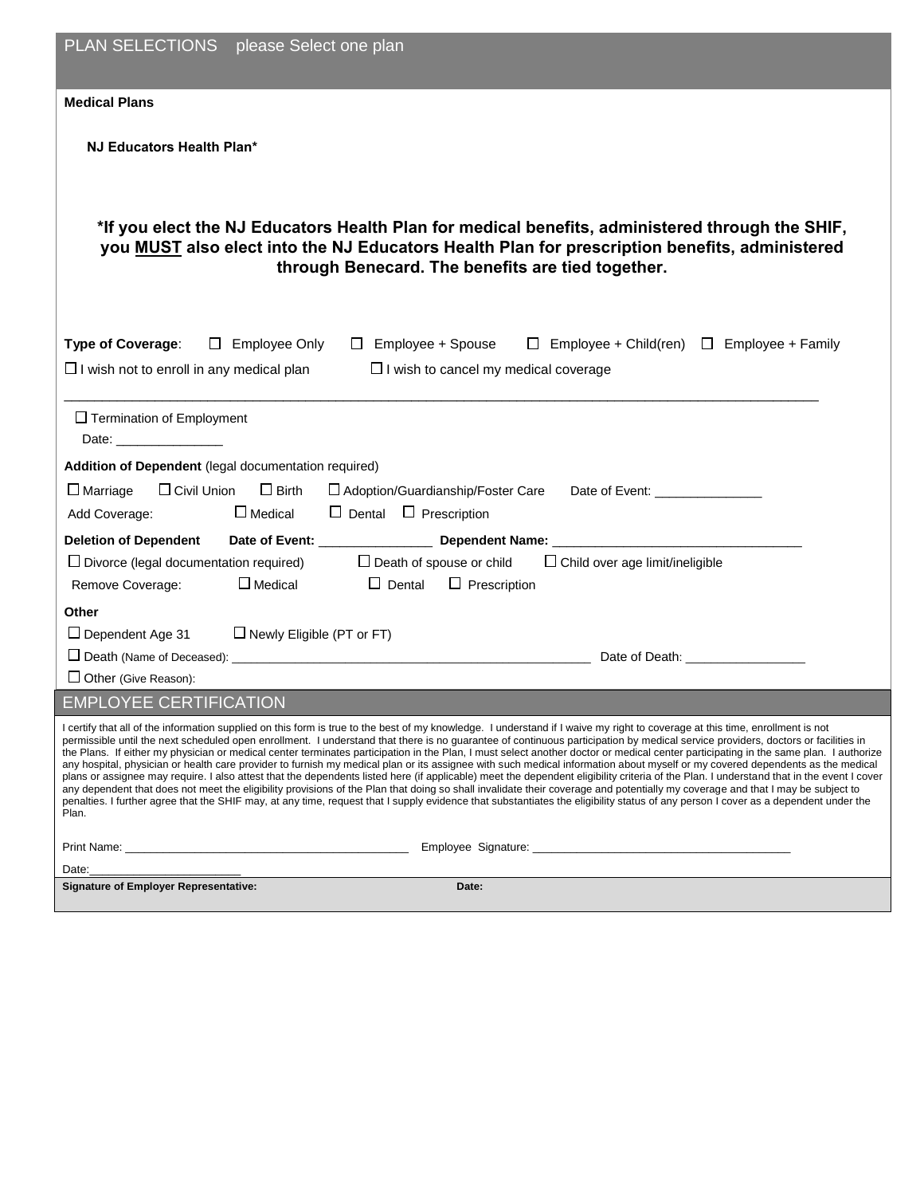## PLAN SELECTIONS please Select one plan

**Medical Plans**

**NJ Educators Health Plan***

**\*If you elect the NJ Educators Health Plan for medical benefits, administered through the SHIF, you MUST also elect into the NJ Educators Health Plan for prescription benefits, administered through Benecard. The benefits are tied together.**

**Type of Coverage**: ☐ Employee Only ☐ Employee + Spouse ☐ Employee + Child(ren) ☐ Employee + Family

☐ I wish not to enroll in any medical plan ☐ I wish to cancel my medical coverage

---

☐ Termination of Employment
Date: _______________

**Addition of Dependent** (legal documentation required)

☐ Marriage ☐ Civil Union ☐ Birth ☐ Adoption/Guardianship/Foster Care Date of Event: _______________

Add Coverage: ☐ Medical ☐ Dental ☐ Prescription

**Deletion of Dependent Date of Event:** _______________ **Dependent Name:** ___________________________________

☐ Divorce (legal documentation required) ☐ Death of spouse or child ☐ Child over age limit/ineligible

Remove Coverage: ☐ Medical ☐ Dental ☐ Prescription

**Other**

☐ Dependent Age 31 ☐ Newly Eligible (PT or FT)

☐ Death (Name of Deceased): _____________________________________________________ Date of Death: _________________

☐ Other (Give Reason):

## EMPLOYEE CERTIFICATION

I certify that all of the information supplied on this form is true to the best of my knowledge. I understand if I waive my right to coverage at this time, enrollment is not permissible until the next scheduled open enrollment. I understand that there is no guarantee of continuous participation by medical service providers, doctors or facilities in the Plans. If either my physician or medical center terminates participation in the Plan, I must select another doctor or medical center participating in the same plan. I authorize any hospital, physician or health care provider to furnish my medical plan or its assignee with such medical information about myself or my covered dependents as the medical plans or assignee may require. I also attest that the dependents listed here (if applicable) meet the dependent eligibility criteria of the Plan. I understand that in the event I cover any dependent that does not meet the eligibility provisions of the Plan that doing so shall invalidate their coverage and potentially my coverage and that I may be subject to penalties. I further agree that the SHIF may, at any time, request that I supply evidence that substantiates the eligibility status of any person I cover as a dependent under the Plan.

Print Name: ____________________________________________ Employee Signature: _______________________________________

Date:_______________________

**Signature of Employer Representative:** **Date:**